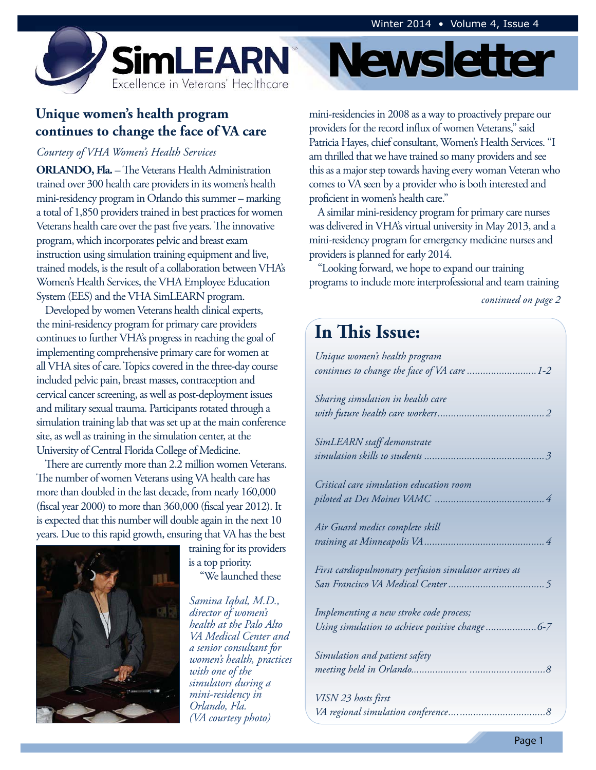# SimLEARN Newsletter

Excellence in Veterans' Healthcare

## Unique women's health program continues to change the face of VA care

*Courtesy of VHA Women's Health Services*

**ORLANDO, Fla.** – The Veterans Health Administration trained over 300 health care providers in its women's health mini-residency program in Orlando this summer – marking a total of 1,850 providers trained in best practices for women Veterans health care over the past five years. The innovative program, which incorporates pelvic and breast exam instruction using simulation training equipment and live, trained models, is the result of a collaboration between VHA's Women's Health Services, the VHA Employee Education System (EES) and the VHA SimLEARN program.

Developed by women Veterans health clinical experts, the mini-residency program for primary care providers continues to further VHA's progress in reaching the goal of implementing comprehensive primary care for women at all VHA sites of care. Topics covered in the three-day course included pelvic pain, breast masses, contraception and cervical cancer screening, as well as post-deployment issues and military sexual trauma. Participants rotated through a simulation training lab that was set up at the main conference site, as well as training in the simulation center, at the University of Central Florida College of Medicine.

There are currently more than 2.2 million women Veterans. The number of women Veterans using VA health care has more than doubled in the last decade, from nearly 160,000 (fiscal year 2000) to more than 360,000 (fiscal year 2012). It is expected that this number will double again in the next 10 years. Due to this rapid growth, ensuring that VA has the best training for its providers is a top priority.

*Samina Iqbal, M.D., director of women's health at the Palo Alto VA Medical Center and a senior consultant for women's health, practices with one of the simulators during a mini-residency in Orlando, Fla. (VA courtesy photo)*

"We launched these mini-residencies in 2008 as a way to proactively prepare our providers for the record influx of women Veterans," said Patricia Hayes, chief consultant, Women's Health Services. "I am thrilled that we have trained so many providers and see this as a major step towards having every woman Veteran who comes to VA seen by a provider who is both interested and proficient in women's health care."

A similar mini-residency program for primary care nurses was delivered in VHA's virtual university in May 2013, and a mini-residency program for emergency medicine nurses and providers is planned for early 2014.

"Looking forward, we hope to expand our training programs to include more interprofessional and team training

*continued on page 2*

## In This Issue:

*Unique women's health program continues to change the face of VA care* .......................... 1-2

*Sharing simulation in health care with future health care workers* ........................................ 2

*SimLEARN staff demonstrate simulation skills to students* ............................................ 3

*Critical care simulation education room piloted at Des Moines VAMC* ........................................ 4

*Air Guard medics complete skill training at Minneapolis VA* ............................................ 4

*First cardiopulmonary perfusion simulator arrives at San Francisco VA Medical Center* .................................... 5

*Implementing a new stroke code process; Using simulation to achieve positive change* ................... 6-7

*Simulation and patient safety meeting held in Orlando* .................................................... 8

*VISN 23 hosts first VA regional simulation conference* .................................... 8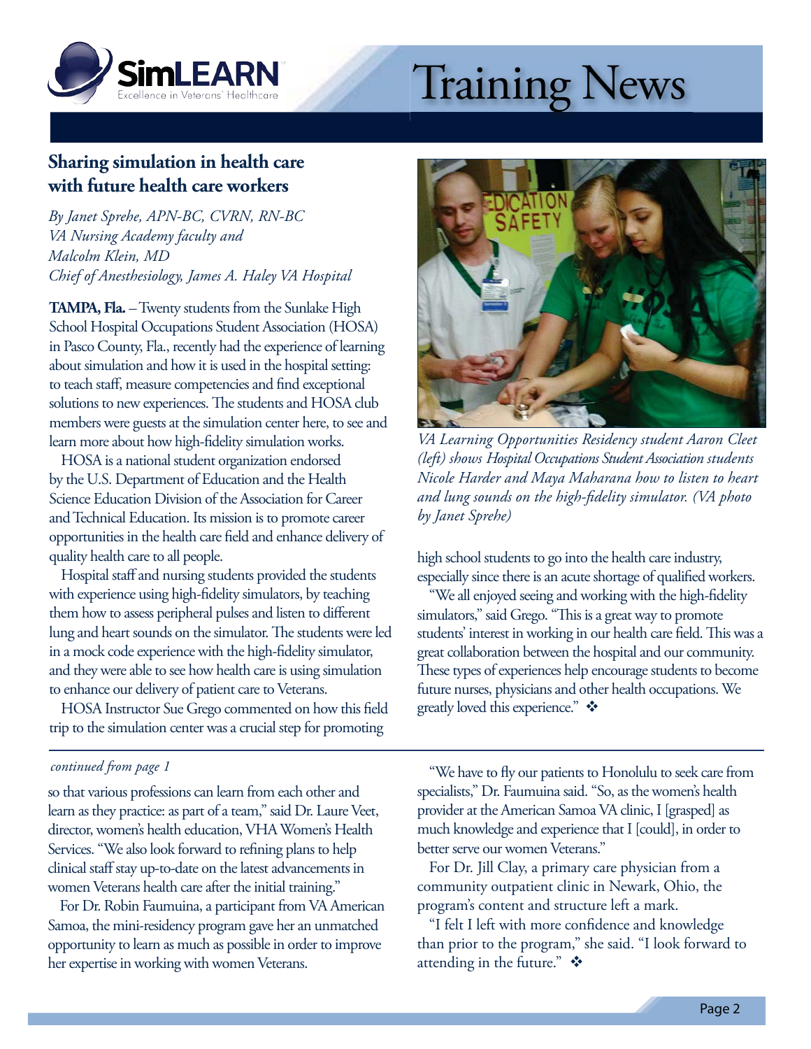# Training News

## Sharing simulation in health care with future health care workers

*By Janet Sprehe, APN-BC, CVRN, RN-BC*
*VA Nursing Academy faculty and*
*Malcolm Klein, MD*
*Chief of Anesthesiology, James A. Haley VA Hospital*

**TAMPA, Fla.** – Twenty students from the Sunlake High School Hospital Occupations Student Association (HOSA) in Pasco County, Fla., recently had the experience of learning about simulation and how it is used in the hospital setting: to teach staff, measure competencies and find exceptional solutions to new experiences. The students and HOSA club members were guests at the simulation center here, to see and learn more about how high-fidelity simulation works.

HOSA is a national student organization endorsed by the U.S. Department of Education and the Health Science Education Division of the Association for Career and Technical Education. Its mission is to promote career opportunities in the health care field and enhance delivery of quality health care to all people.

Hospital staff and nursing students provided the students with experience using high-fidelity simulators, by teaching them how to assess peripheral pulses and listen to different lung and heart sounds on the simulator. The students were led in a mock code experience with the high-fidelity simulator, and they were able to see how health care is using simulation to enhance our delivery of patient care to Veterans.

HOSA Instructor Sue Grego commented on how this field trip to the simulation center was a crucial step for promoting high school students to go into the health care industry, especially since there is an acute shortage of qualified workers.

*VA Learning Opportunities Residency student Aaron Cleet (left) shows Hospital Occupations Student Association students Nicole Harder and Maya Maharana how to listen to heart and lung sounds on the high-fidelity simulator. (VA photo by Janet Sprehe)*

"We all enjoyed seeing and working with the high-fidelity simulators," said Grego. "This is a great way to promote students' interest in working in our health care field. This was a great collaboration between the hospital and our community. These types of experiences help encourage students to become future nurses, physicians and other health occupations. We greatly loved this experience." ❖

---

*continued from page 1*

so that various professions can learn from each other and learn as they practice: as part of a team," said Dr. Laure Veet, director, women's health education, VHA Women's Health Services. "We also look forward to refining plans to help clinical staff stay up-to-date on the latest advancements in women Veterans health care after the initial training."

For Dr. Robin Faumuina, a participant from VA American Samoa, the mini-residency program gave her an unmatched opportunity to learn as much as possible in order to improve her expertise in working with women Veterans.

"We have to fly our patients to Honolulu to seek care from specialists," Dr. Faumuina said. "So, as the women's health provider at the American Samoa VA clinic, I [grasped] as much knowledge and experience that I [could], in order to better serve our women Veterans."

For Dr. Jill Clay, a primary care physician from a community outpatient clinic in Newark, Ohio, the program's content and structure left a mark.

"I felt I left with more confidence and knowledge than prior to the program," she said. "I look forward to attending in the future." ❖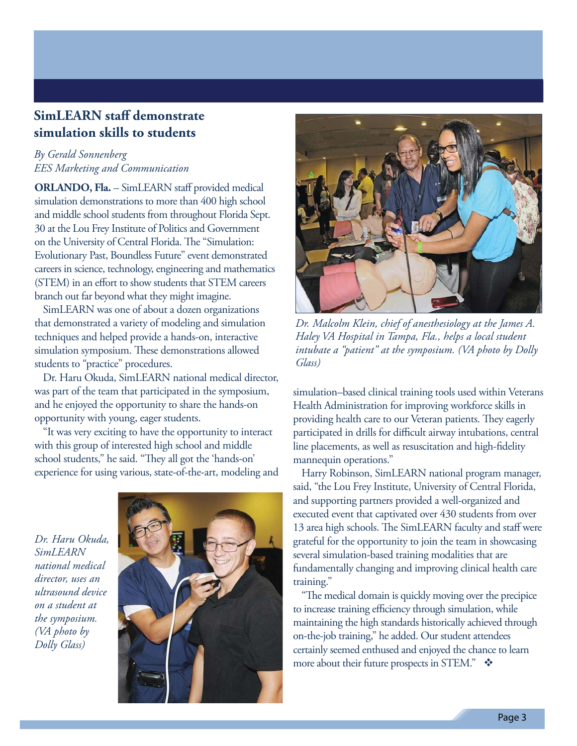## SimLEARN staff demonstrate simulation skills to students

*By Gerald Sonnenberg*
*EES Marketing and Communication*

**ORLANDO, Fla.** – SimLEARN staff provided medical simulation demonstrations to more than 400 high school and middle school students from throughout Florida Sept. 30 at the Lou Frey Institute of Politics and Government on the University of Central Florida. The "Simulation: Evolutionary Past, Boundless Future" event demonstrated careers in science, technology, engineering and mathematics (STEM) in an effort to show students that STEM careers branch out far beyond what they might imagine.

SimLEARN was one of about a dozen organizations that demonstrated a variety of modeling and simulation techniques and helped provide a hands-on, interactive simulation symposium. These demonstrations allowed students to "practice" procedures.

Dr. Haru Okuda, SimLEARN national medical director, was part of the team that participated in the symposium, and he enjoyed the opportunity to share the hands-on opportunity with young, eager students.

"It was very exciting to have the opportunity to interact with this group of interested high school and middle school students," he said. "They all got the 'hands-on' experience for using various, state-of-the-art, modeling and simulation–based clinical training tools used within Veterans Health Administration for improving workforce skills in providing health care to our Veteran patients. They eagerly participated in drills for difficult airway intubations, central line placements, as well as resuscitation and high-fidelity mannequin operations."

*Dr. Haru Okuda, SimLEARN national medical director, uses an ultrasound device on a student at the symposium. (VA photo by Dolly Glass)*

*Dr. Malcolm Klein, chief of anesthesiology at the James A. Haley VA Hospital in Tampa, Fla., helps a local student intubate a "patient" at the symposium. (VA photo by Dolly Glass)*

Harry Robinson, SimLEARN national program manager, said, "the Lou Frey Institute, University of Central Florida, and supporting partners provided a well-organized and executed event that captivated over 430 students from over 13 area high schools. The SimLEARN faculty and staff were grateful for the opportunity to join the team in showcasing several simulation-based training modalities that are fundamentally changing and improving clinical health care training."

"The medical domain is quickly moving over the precipice to increase training efficiency through simulation, while maintaining the high standards historically achieved through on-the-job training," he added. Our student attendees certainly seemed enthused and enjoyed the chance to learn more about their future prospects in STEM." ❖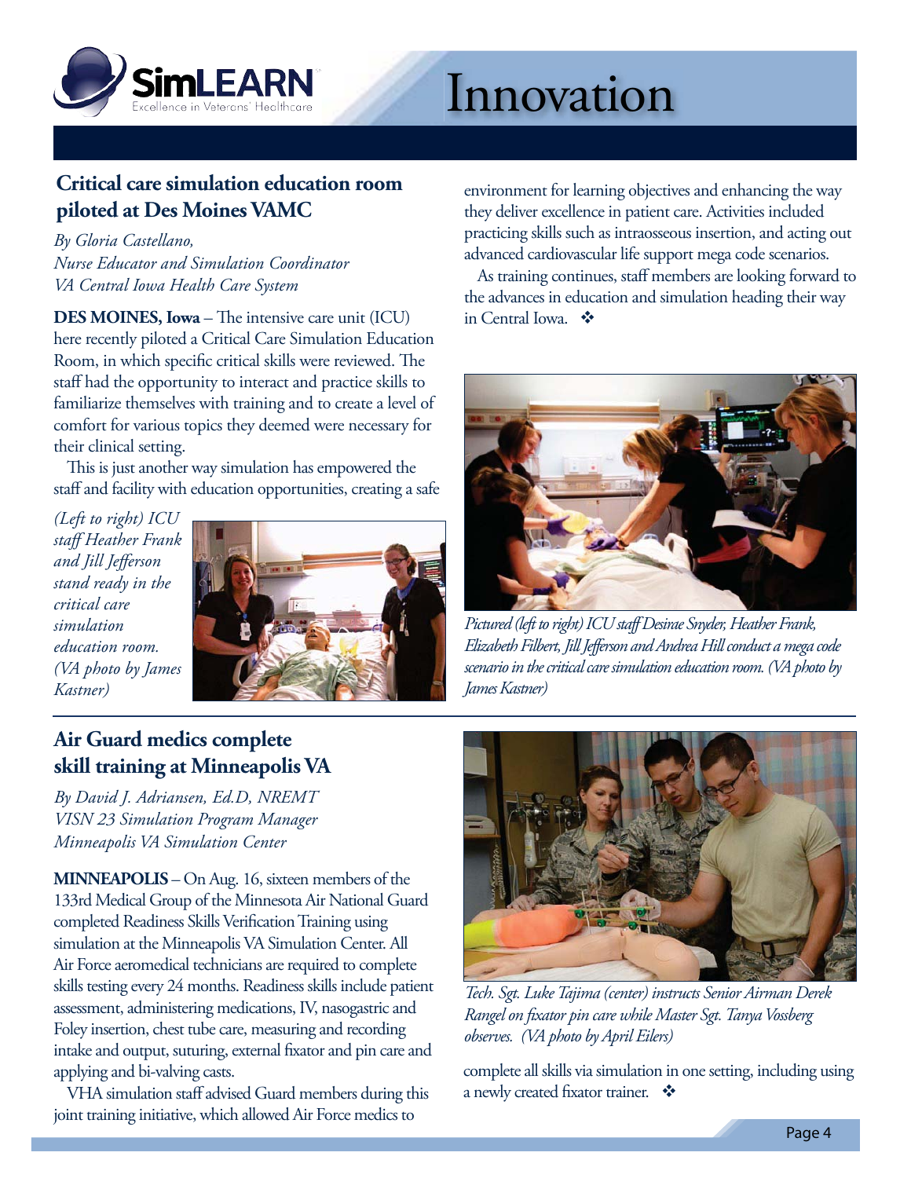# Innovation

## Critical care simulation education room piloted at Des Moines VAMC

*By Gloria Castellano,*
*Nurse Educator and Simulation Coordinator*
*VA Central Iowa Health Care System*

**DES MOINES, Iowa** – The intensive care unit (ICU) here recently piloted a Critical Care Simulation Education Room, in which specific critical skills were reviewed. The staff had the opportunity to interact and practice skills to familiarize themselves with training and to create a level of comfort for various topics they deemed were necessary for their clinical setting.

This is just another way simulation has empowered the staff and facility with education opportunities, creating a safe environment for learning objectives and enhancing the way they deliver excellence in patient care. Activities included practicing skills such as intraosseous insertion, and acting out advanced cardiovascular life support mega code scenarios.

As training continues, staff members are looking forward to the advances in education and simulation heading their way in Central Iowa. ❖

*(Left to right) ICU staff Heather Frank and Jill Jefferson stand ready in the critical care simulation education room. (VA photo by James Kastner)*

*Pictured (left to right) ICU staff Desirae Snyder, Heather Frank, Elizabeth Filbert, Jill Jefferson and Andrea Hill conduct a mega code scenario in the critical care simulation education room. (VA photo by James Kastner)*

## Air Guard medics complete skill training at Minneapolis VA

*By David J. Adriansen, Ed.D, NREMT*
*VISN 23 Simulation Program Manager*
*Minneapolis VA Simulation Center*

**MINNEAPOLIS** – On Aug. 16, sixteen members of the 133rd Medical Group of the Minnesota Air National Guard completed Readiness Skills Verification Training using simulation at the Minneapolis VA Simulation Center. All Air Force aeromedical technicians are required to complete skills testing every 24 months. Readiness skills include patient assessment, administering medications, IV, nasogastric and Foley insertion, chest tube care, measuring and recording intake and output, suturing, external fixator and pin care and applying and bi-valving casts.

VHA simulation staff advised Guard members during this joint training initiative, which allowed Air Force medics to complete all skills via simulation in one setting, including using a newly created fixator trainer. ❖

*Tech. Sgt. Luke Tajima (center) instructs Senior Airman Derek Rangel on fixator pin care while Master Sgt. Tanya Vossberg observes. (VA photo by April Eilers)*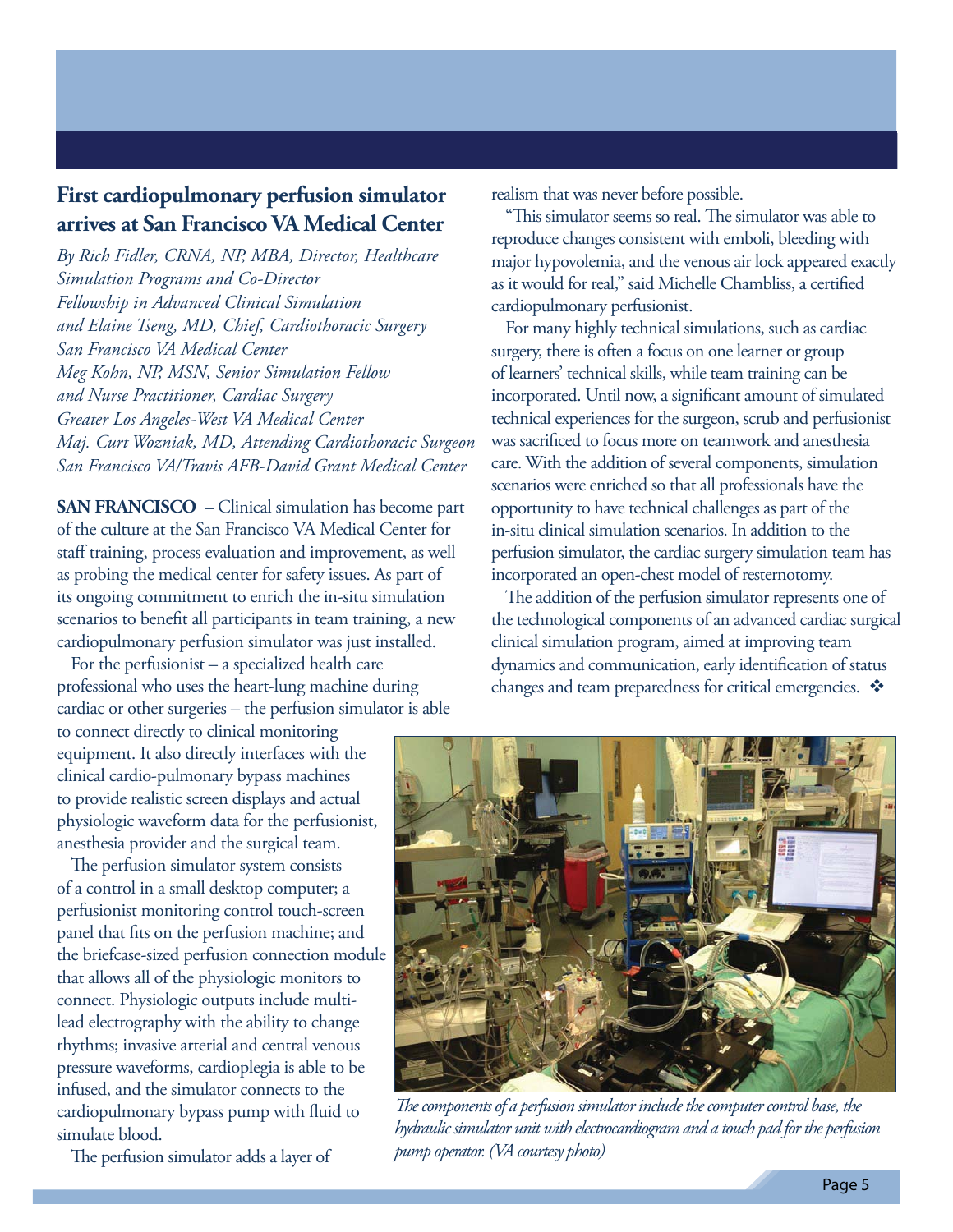## First cardiopulmonary perfusion simulator arrives at San Francisco VA Medical Center

*By Rich Fidler, CRNA, NP, MBA, Director, Healthcare Simulation Programs and Co-Director Fellowship in Advanced Clinical Simulation and Elaine Tseng, MD, Chief, Cardiothoracic Surgery San Francisco VA Medical Center Meg Kohn, NP, MSN, Senior Simulation Fellow and Nurse Practitioner, Cardiac Surgery Greater Los Angeles-West VA Medical Center Maj. Curt Wozniak, MD, Attending Cardiothoracic Surgeon San Francisco VA/Travis AFB-David Grant Medical Center*

**SAN FRANCISCO** – Clinical simulation has become part of the culture at the San Francisco VA Medical Center for staff training, process evaluation and improvement, as well as probing the medical center for safety issues. As part of its ongoing commitment to enrich the in-situ simulation scenarios to benefit all participants in team training, a new cardiopulmonary perfusion simulator was just installed.

For the perfusionist – a specialized health care professional who uses the heart-lung machine during cardiac or other surgeries – the perfusion simulator is able to connect directly to clinical monitoring equipment. It also directly interfaces with the clinical cardio-pulmonary bypass machines to provide realistic screen displays and actual physiologic waveform data for the perfusionist, anesthesia provider and the surgical team.

The perfusion simulator system consists of a control in a small desktop computer; a perfusionist monitoring control touch-screen panel that fits on the perfusion machine; and the briefcase-sized perfusion connection module that allows all of the physiologic monitors to connect. Physiologic outputs include multi-lead electrography with the ability to change rhythms; invasive arterial and central venous pressure waveforms, cardioplegia is able to be infused, and the simulator connects to the cardiopulmonary bypass pump with fluid to simulate blood.

The perfusion simulator adds a layer of realism that was never before possible.

"This simulator seems so real. The simulator was able to reproduce changes consistent with emboli, bleeding with major hypovolemia, and the venous air lock appeared exactly as it would for real," said Michelle Chambliss, a certified cardiopulmonary perfusionist.

For many highly technical simulations, such as cardiac surgery, there is often a focus on one learner or group of learners' technical skills, while team training can be incorporated. Until now, a significant amount of simulated technical experiences for the surgeon, scrub and perfusionist was sacrificed to focus more on teamwork and anesthesia care. With the addition of several components, simulation scenarios were enriched so that all professionals have the opportunity to have technical challenges as part of the in-situ clinical simulation scenarios. In addition to the perfusion simulator, the cardiac surgery simulation team has incorporated an open-chest model of resternotomy.

The addition of the perfusion simulator represents one of the technological components of an advanced cardiac surgical clinical simulation program, aimed at improving team dynamics and communication, early identification of status changes and team preparedness for critical emergencies. ❖

*The components of a perfusion simulator include the computer control base, the hydraulic simulator unit with electrocardiogram and a touch pad for the perfusion pump operator. (VA courtesy photo)*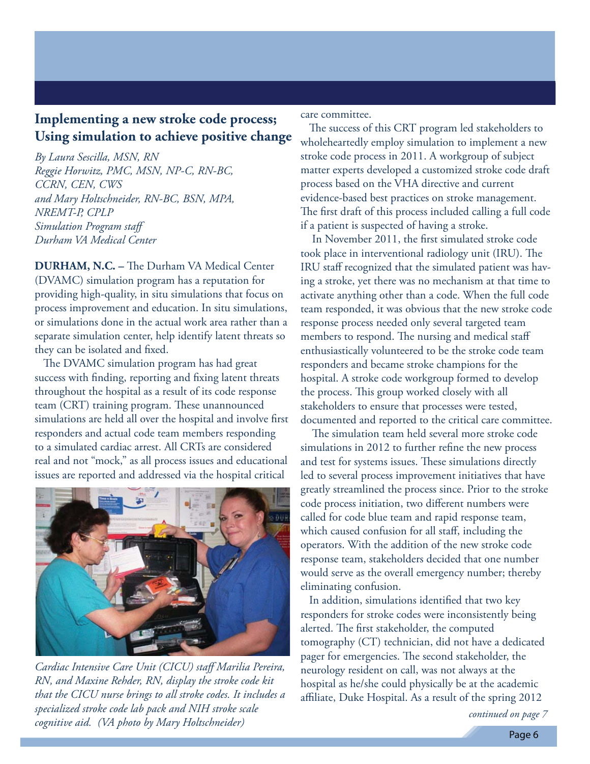## Implementing a new stroke code process; Using simulation to achieve positive change

*By Laura Sescilla, MSN, RN*
*Reggie Horwitz, PMC, MSN, NP-C, RN-BC, CCRN, CEN, CWS*
*and Mary Holtschneider, RN-BC, BSN, MPA, NREMT-P, CPLP*
*Simulation Program staff*
*Durham VA Medical Center*

**DURHAM, N.C. –** The Durham VA Medical Center (DVAMC) simulation program has a reputation for providing high-quality, in situ simulations that focus on process improvement and education. In situ simulations, or simulations done in the actual work area rather than a separate simulation center, help identify latent threats so they can be isolated and fixed.

The DVAMC simulation program has had great success with finding, reporting and fixing latent threats throughout the hospital as a result of its code response team (CRT) training program. These unannounced simulations are held all over the hospital and involve first responders and actual code team members responding to a simulated cardiac arrest. All CRTs are considered real and not "mock," as all process issues and educational issues are reported and addressed via the hospital critical care committee.

*Cardiac Intensive Care Unit (CICU) staff Marilia Pereira, RN, and Maxine Rehder, RN, display the stroke code kit that the CICU nurse brings to all stroke codes. It includes a specialized stroke code lab pack and NIH stroke scale cognitive aid. (VA photo by Mary Holtschneider)*

The success of this CRT program led stakeholders to wholeheartedly employ simulation to implement a new stroke code process in 2011. A workgroup of subject matter experts developed a customized stroke code draft process based on the VHA directive and current evidence-based best practices on stroke management. The first draft of this process included calling a full code if a patient is suspected of having a stroke.

In November 2011, the first simulated stroke code took place in interventional radiology unit (IRU). The IRU staff recognized that the simulated patient was having a stroke, yet there was no mechanism at that time to activate anything other than a code. When the full code team responded, it was obvious that the new stroke code response process needed only several targeted team members to respond. The nursing and medical staff enthusiastically volunteered to be the stroke code team responders and became stroke champions for the hospital. A stroke code workgroup formed to develop the process. This group worked closely with all stakeholders to ensure that processes were tested, documented and reported to the critical care committee.

The simulation team held several more stroke code simulations in 2012 to further refine the new process and test for systems issues. These simulations directly led to several process improvement initiatives that have greatly streamlined the process since. Prior to the stroke code process initiation, two different numbers were called for code blue team and rapid response team, which caused confusion for all staff, including the operators. With the addition of the new stroke code response team, stakeholders decided that one number would serve as the overall emergency number; thereby eliminating confusion.

In addition, simulations identified that two key responders for stroke codes were inconsistently being alerted. The first stakeholder, the computed tomography (CT) technician, did not have a dedicated pager for emergencies. The second stakeholder, the neurology resident on call, was not always at the hospital as he/she could physically be at the academic affiliate, Duke Hospital. As a result of the spring 2012

*continued on page 7*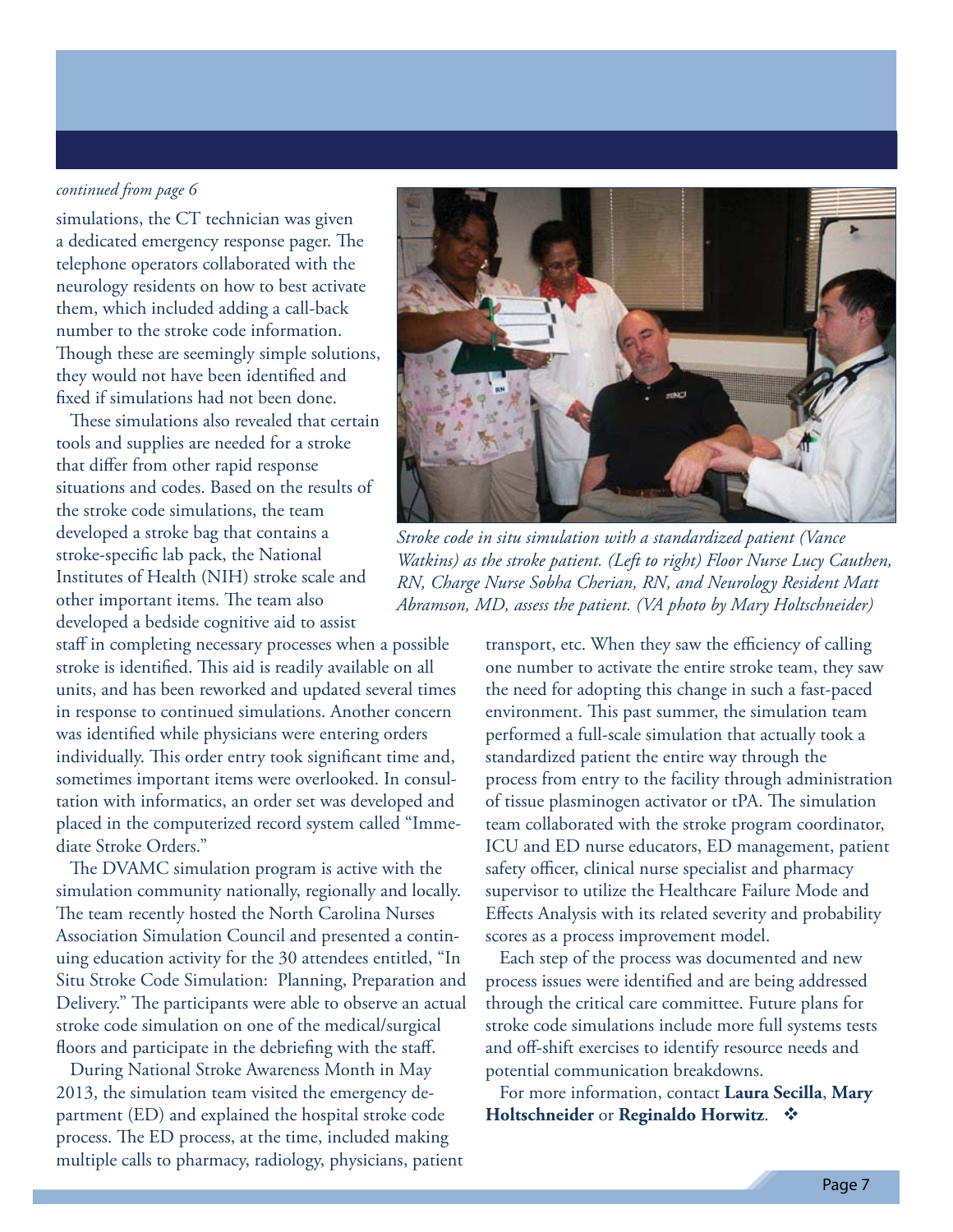*continued from page 6*

simulations, the CT technician was given a dedicated emergency response pager. The telephone operators collaborated with the neurology residents on how to best activate them, which included adding a call-back number to the stroke code information. Though these are seemingly simple solutions, they would not have been identified and fixed if simulations had not been done.

These simulations also revealed that certain tools and supplies are needed for a stroke that differ from other rapid response situations and codes. Based on the results of the stroke code simulations, the team developed a stroke bag that contains a stroke-specific lab pack, the National Institutes of Health (NIH) stroke scale and other important items. The team also developed a bedside cognitive aid to assist staff in completing necessary processes when a possible stroke is identified. This aid is readily available on all units, and has been reworked and updated several times in response to continued simulations. Another concern was identified while physicians were entering orders individually. This order entry took significant time and, sometimes important items were overlooked. In consultation with informatics, an order set was developed and placed in the computerized record system called "Immediate Stroke Orders."

*Stroke code in situ simulation with a standardized patient (Vance Watkins) as the stroke patient. (Left to right) Floor Nurse Lucy Cauthen, RN, Charge Nurse Sobha Cherian, RN, and Neurology Resident Matt Abramson, MD, assess the patient. (VA photo by Mary Holtschneider)*

The DVAMC simulation program is active with the simulation community nationally, regionally and locally. The team recently hosted the North Carolina Nurses Association Simulation Council and presented a continuing education activity for the 30 attendees entitled, "In Situ Stroke Code Simulation: Planning, Preparation and Delivery." The participants were able to observe an actual stroke code simulation on one of the medical/surgical floors and participate in the debriefing with the staff.

During National Stroke Awareness Month in May 2013, the simulation team visited the emergency department (ED) and explained the hospital stroke code process. The ED process, at the time, included making multiple calls to pharmacy, radiology, physicians, patient transport, etc. When they saw the efficiency of calling one number to activate the entire stroke team, they saw the need for adopting this change in such a fast-paced environment. This past summer, the simulation team performed a full-scale simulation that actually took a standardized patient the entire way through the process from entry to the facility through administration of tissue plasminogen activator or tPA. The simulation team collaborated with the stroke program coordinator, ICU and ED nurse educators, ED management, patient safety officer, clinical nurse specialist and pharmacy supervisor to utilize the Healthcare Failure Mode and Effects Analysis with its related severity and probability scores as a process improvement model.

Each step of the process was documented and new process issues were identified and are being addressed through the critical care committee. Future plans for stroke code simulations include more full systems tests and off-shift exercises to identify resource needs and potential communication breakdowns.

For more information, contact **Laura Secilla**, **Mary Holtschneider** or **Reginaldo Horwitz**. ❖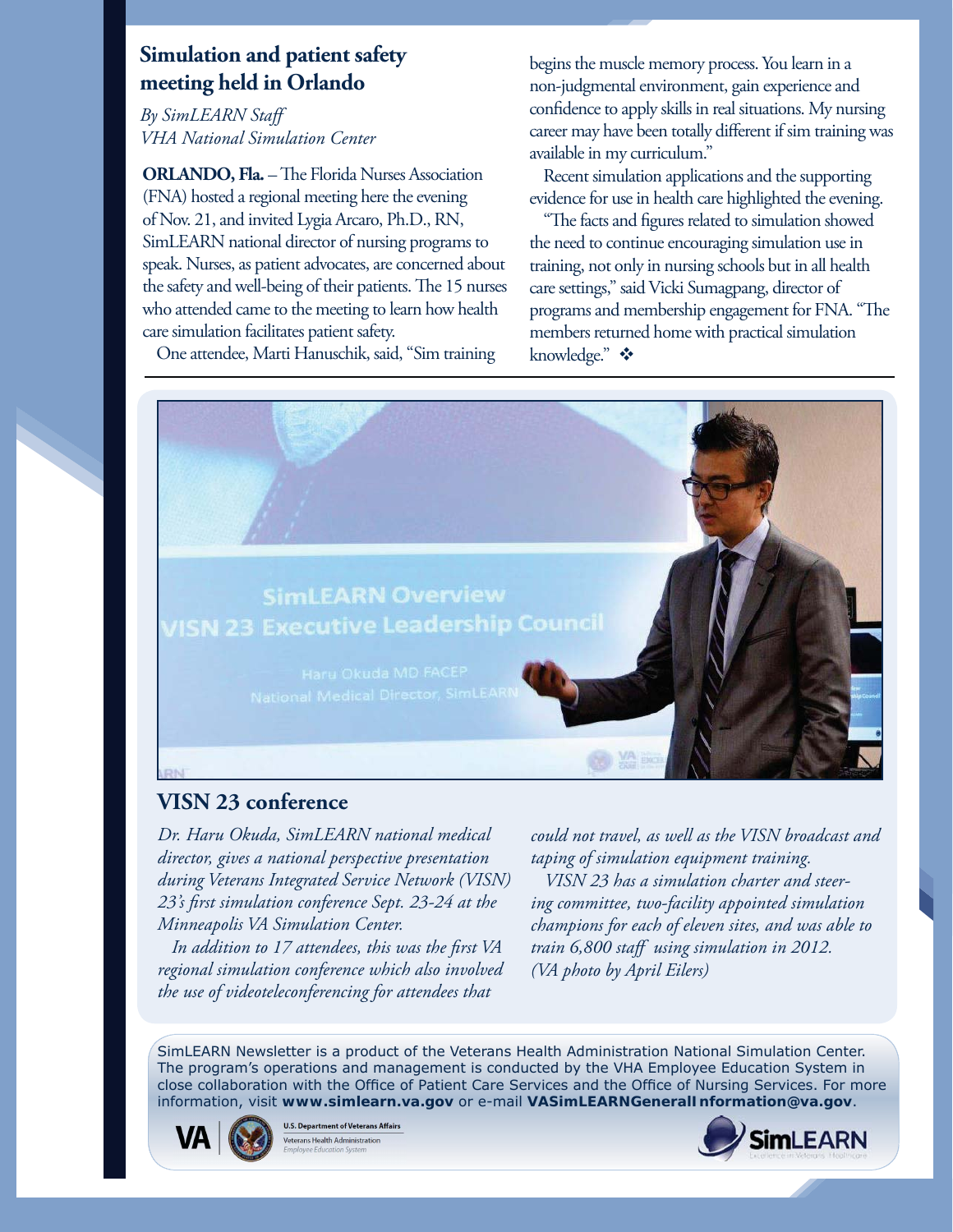## Simulation and patient safety meeting held in Orlando

*By SimLEARN Staff*
*VHA National Simulation Center*

**ORLANDO, Fla.** – The Florida Nurses Association (FNA) hosted a regional meeting here the evening of Nov. 21, and invited Lygia Arcaro, Ph.D., RN, SimLEARN national director of nursing programs to speak. Nurses, as patient advocates, are concerned about the safety and well-being of their patients. The 15 nurses who attended came to the meeting to learn how health care simulation facilitates patient safety.

One attendee, Marti Hanuschik, said, "Sim training begins the muscle memory process. You learn in a non-judgmental environment, gain experience and confidence to apply skills in real situations. My nursing career may have been totally different if sim training was available in my curriculum."

Recent simulation applications and the supporting evidence for use in health care highlighted the evening.

"The facts and figures related to simulation showed the need to continue encouraging simulation use in training, not only in nursing schools but in all health care settings," said Vicki Sumagpang, director of programs and membership engagement for FNA. "The members returned home with practical simulation knowledge." ❖

## VISN 23 conference

*Dr. Haru Okuda, SimLEARN national medical director, gives a national perspective presentation during Veterans Integrated Service Network (VISN) 23's first simulation conference Sept. 23-24 at the Minneapolis VA Simulation Center.*

*In addition to 17 attendees, this was the first VA regional simulation conference which also involved the use of videoteleconferencing for attendees that could not travel, as well as the VISN broadcast and taping of simulation equipment training.*

*VISN 23 has a simulation charter and steering committee, two-facility appointed simulation champions for each of eleven sites, and was able to train 6,800 staff using simulation in 2012. (VA photo by April Eilers)*

SimLEARN Newsletter is a product of the Veterans Health Administration National Simulation Center. The program's operations and management is conducted by the VHA Employee Education System in close collaboration with the Office of Patient Care Services and the Office of Nursing Services. For more information, visit **www.simlearn.va.gov** or e-mail **VASimLEARNGeneralInformation@va.gov**.

U.S. Department of Veterans Affairs
Veterans Health Administration
Employee Education System